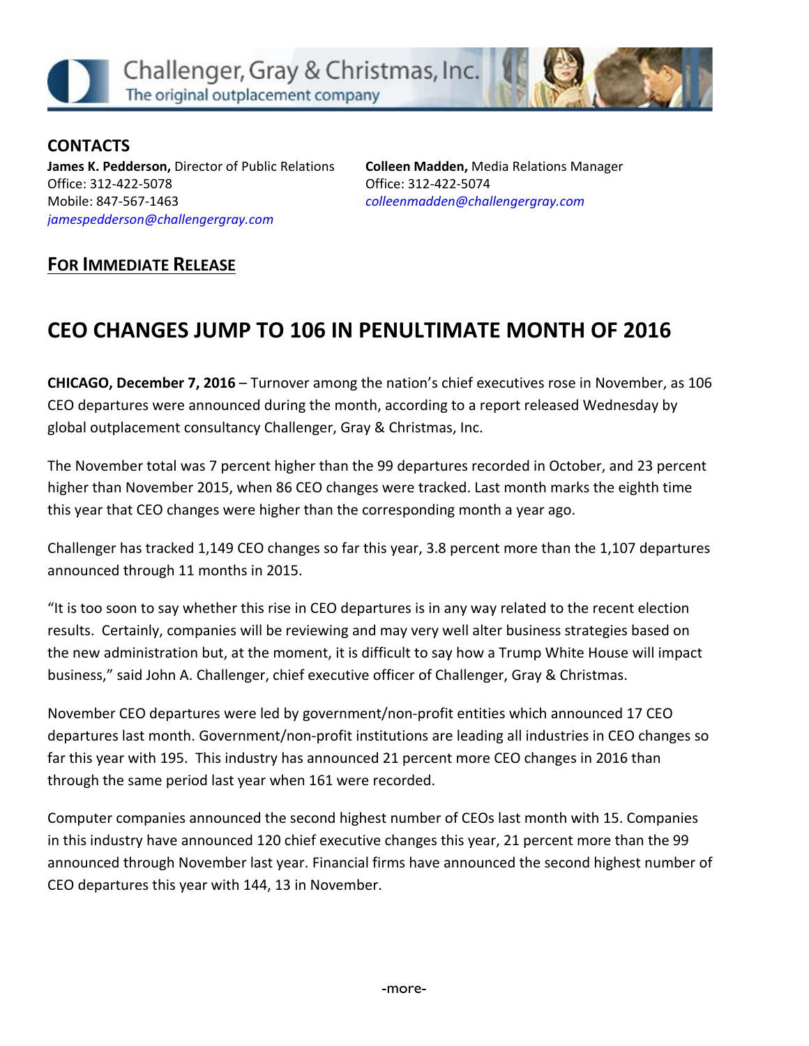Challenger, Gray & Christmas, Inc.
The original outplacement company

## CONTACTS

**James K. Pedderson,** Director of Public Relations
Office: 312-422-5078
Mobile: 847-567-1463
*jamespedderson@challengergray.com*

**Colleen Madden,** Media Relations Manager
Office: 312-422-5074
*colleenmadden@challengergray.com*

**FOR IMMEDIATE RELEASE**

# CEO CHANGES JUMP TO 106 IN PENULTIMATE MONTH OF 2016

**CHICAGO, December 7, 2016** – Turnover among the nation's chief executives rose in November, as 106 CEO departures were announced during the month, according to a report released Wednesday by global outplacement consultancy Challenger, Gray & Christmas, Inc.

The November total was 7 percent higher than the 99 departures recorded in October, and 23 percent higher than November 2015, when 86 CEO changes were tracked. Last month marks the eighth time this year that CEO changes were higher than the corresponding month a year ago.

Challenger has tracked 1,149 CEO changes so far this year, 3.8 percent more than the 1,107 departures announced through 11 months in 2015.

"It is too soon to say whether this rise in CEO departures is in any way related to the recent election results. Certainly, companies will be reviewing and may very well alter business strategies based on the new administration but, at the moment, it is difficult to say how a Trump White House will impact business," said John A. Challenger, chief executive officer of Challenger, Gray & Christmas.

November CEO departures were led by government/non-profit entities which announced 17 CEO departures last month. Government/non-profit institutions are leading all industries in CEO changes so far this year with 195. This industry has announced 21 percent more CEO changes in 2016 than through the same period last year when 161 were recorded.

Computer companies announced the second highest number of CEOs last month with 15. Companies in this industry have announced 120 chief executive changes this year, 21 percent more than the 99 announced through November last year. Financial firms have announced the second highest number of CEO departures this year with 144, 13 in November.

-more-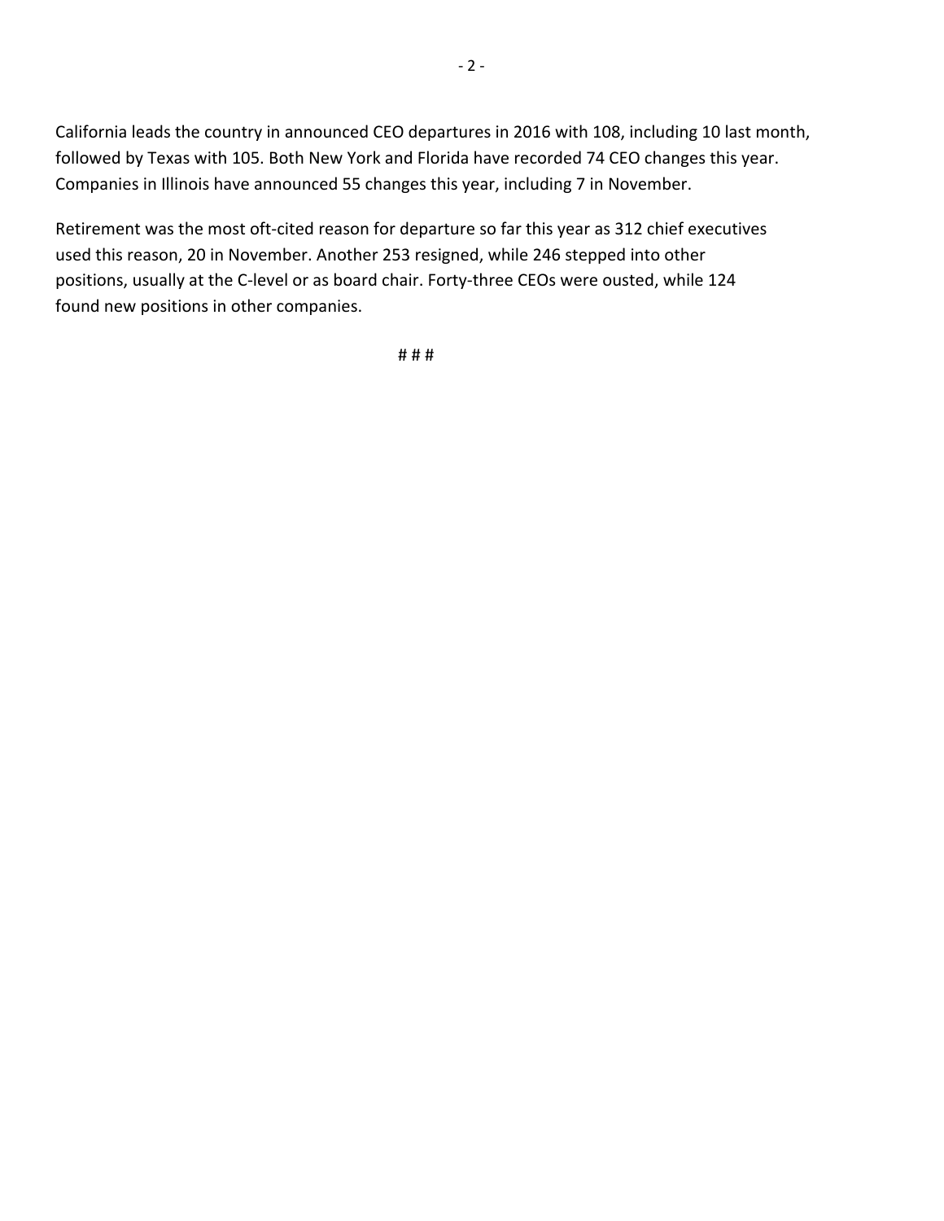California leads the country in announced CEO departures in 2016 with 108, including 10 last month, followed by Texas with 105. Both New York and Florida have recorded 74 CEO changes this year. Companies in Illinois have announced 55 changes this year, including 7 in November.

Retirement was the most oft-cited reason for departure so far this year as 312 chief executives used this reason, 20 in November. Another 253 resigned, while 246 stepped into other positions, usually at the C-level or as board chair. Forty-three CEOs were ousted, while 124 found new positions in other companies.

# # #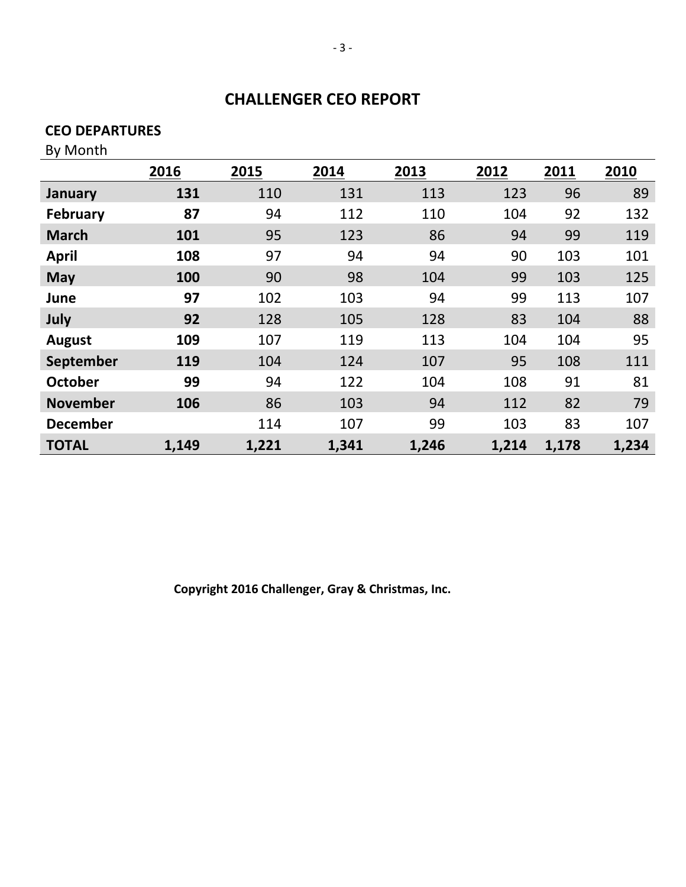# CHALLENGER CEO REPORT

**CEO DEPARTURES**

By Month

| | 2016 | 2015 | 2014 | 2013 | 2012 | 2011 | 2010 |
|---|---|---|---|---|---|---|---|
| **January** | **131** | 110 | 131 | 113 | 123 | 96 | 89 |
| **February** | **87** | 94 | 112 | 110 | 104 | 92 | 132 |
| **March** | **101** | 95 | 123 | 86 | 94 | 99 | 119 |
| **April** | **108** | 97 | 94 | 94 | 90 | 103 | 101 |
| **May** | **100** | 90 | 98 | 104 | 99 | 103 | 125 |
| **June** | **97** | 102 | 103 | 94 | 99 | 113 | 107 |
| **July** | **92** | 128 | 105 | 128 | 83 | 104 | 88 |
| **August** | **109** | 107 | 119 | 113 | 104 | 104 | 95 |
| **September** | **119** | 104 | 124 | 107 | 95 | 108 | 111 |
| **October** | **99** | 94 | 122 | 104 | 108 | 91 | 81 |
| **November** | **106** | 86 | 103 | 94 | 112 | 82 | 79 |
| **December** | | 114 | 107 | 99 | 103 | 83 | 107 |
| **TOTAL** | **1,149** | **1,221** | **1,341** | **1,246** | **1,214** | **1,178** | **1,234** |

**Copyright 2016 Challenger, Gray & Christmas, Inc.**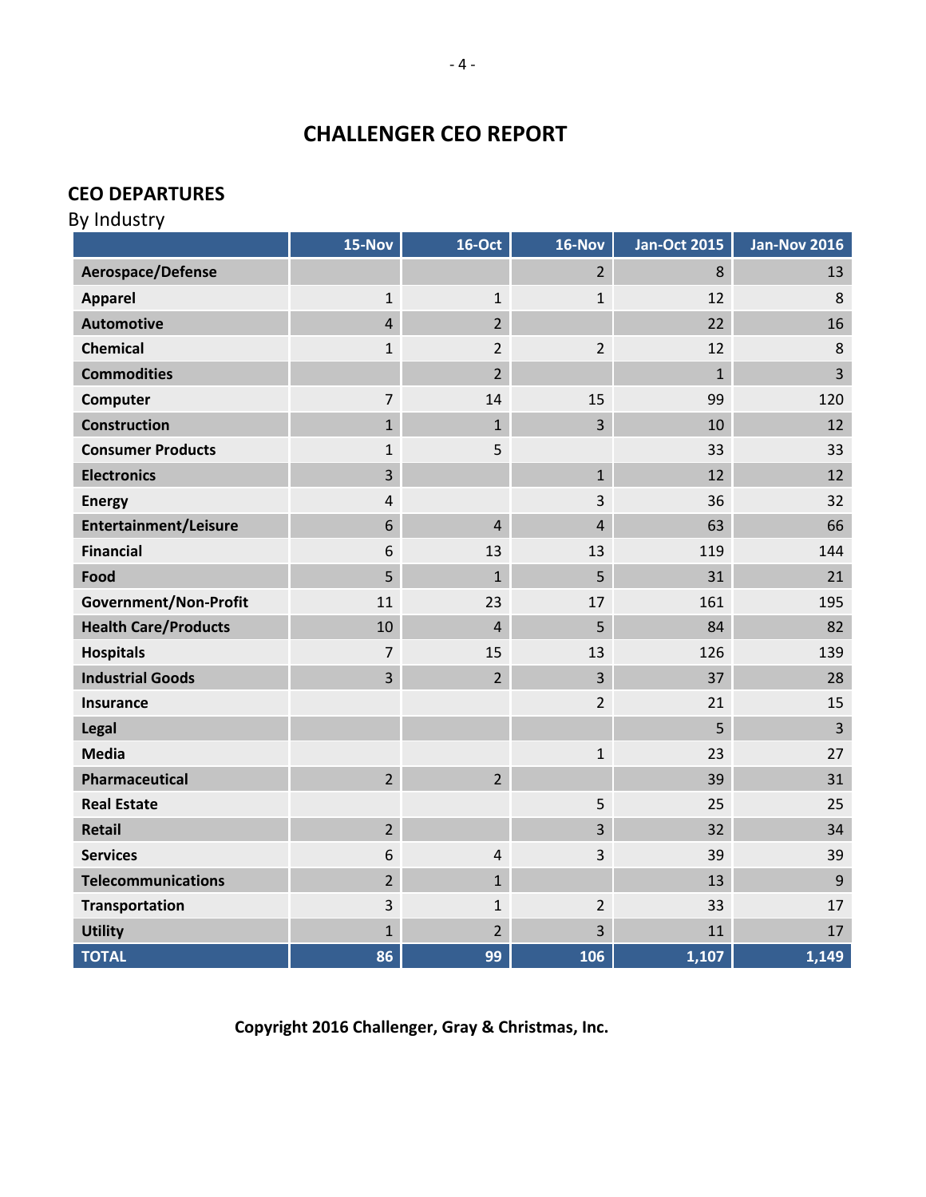# CHALLENGER CEO REPORT

## CEO DEPARTURES

By Industry

| | 15-Nov | 16-Oct | 16-Nov | Jan-Oct 2015 | Jan-Nov 2016 |
|---|---|---|---|---|---|
| **Aerospace/Defense** | | | 2 | 8 | 13 |
| **Apparel** | 1 | 1 | 1 | 12 | 8 |
| **Automotive** | 4 | 2 | | 22 | 16 |
| **Chemical** | 1 | 2 | 2 | 12 | 8 |
| **Commodities** | | 2 | | 1 | 3 |
| **Computer** | 7 | 14 | 15 | 99 | 120 |
| **Construction** | 1 | 1 | 3 | 10 | 12 |
| **Consumer Products** | 1 | 5 | | 33 | 33 |
| **Electronics** | 3 | | 1 | 12 | 12 |
| **Energy** | 4 | | 3 | 36 | 32 |
| **Entertainment/Leisure** | 6 | 4 | 4 | 63 | 66 |
| **Financial** | 6 | 13 | 13 | 119 | 144 |
| **Food** | 5 | 1 | 5 | 31 | 21 |
| **Government/Non-Profit** | 11 | 23 | 17 | 161 | 195 |
| **Health Care/Products** | 10 | 4 | 5 | 84 | 82 |
| **Hospitals** | 7 | 15 | 13 | 126 | 139 |
| **Industrial Goods** | 3 | 2 | 3 | 37 | 28 |
| **Insurance** | | | 2 | 21 | 15 |
| **Legal** | | | | 5 | 3 |
| **Media** | | | 1 | 23 | 27 |
| **Pharmaceutical** | 2 | 2 | | 39 | 31 |
| **Real Estate** | | | 5 | 25 | 25 |
| **Retail** | 2 | | 3 | 32 | 34 |
| **Services** | 6 | 4 | 3 | 39 | 39 |
| **Telecommunications** | 2 | 1 | | 13 | 9 |
| **Transportation** | 3 | 1 | 2 | 33 | 17 |
| **Utility** | 1 | 2 | 3 | 11 | 17 |
| **TOTAL** | **86** | **99** | **106** | **1,107** | **1,149** |

**Copyright 2016 Challenger, Gray & Christmas, Inc.**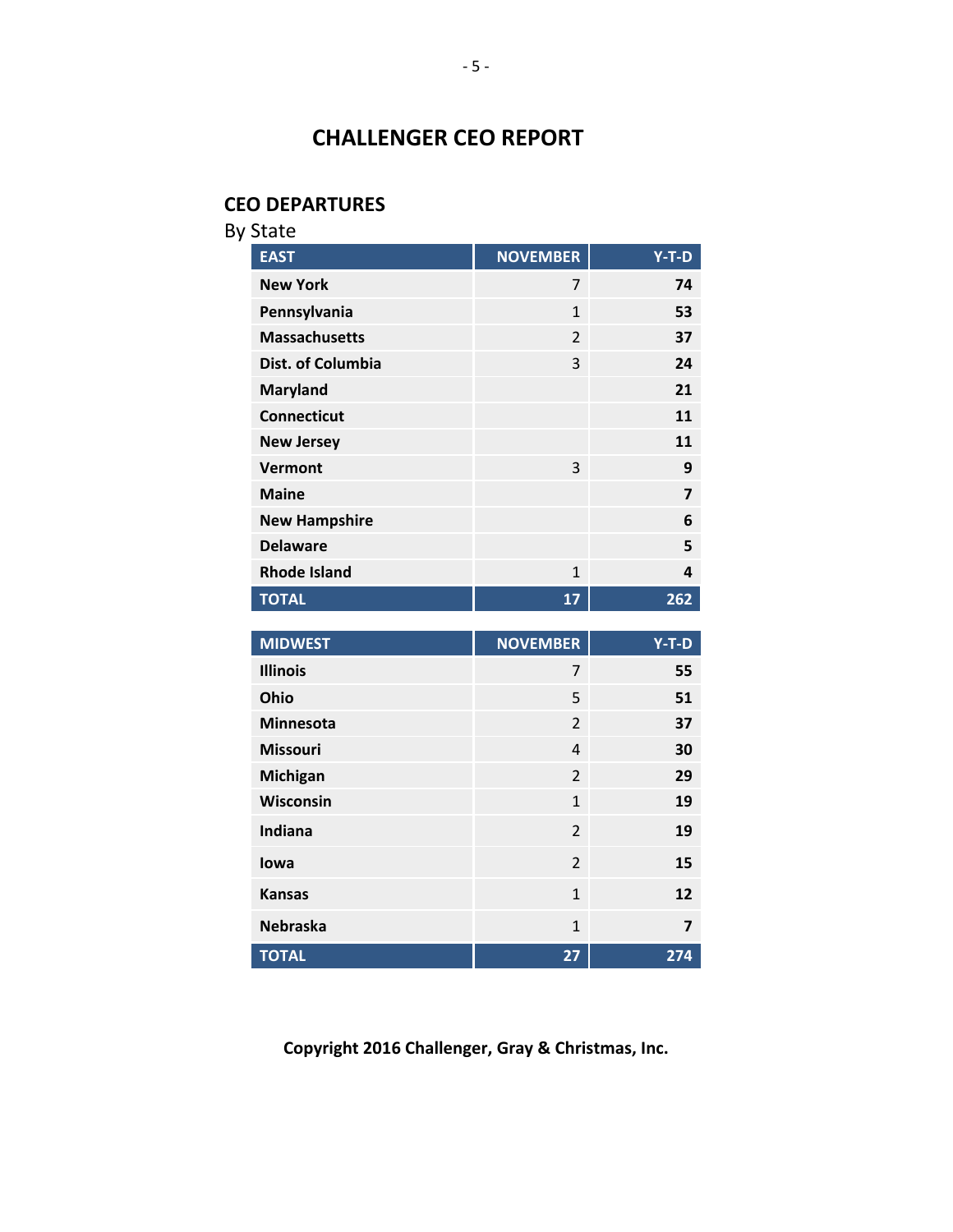# CHALLENGER CEO REPORT

## CEO DEPARTURES

By State

| EAST | NOVEMBER | Y-T-D |
|---|---|---|
| New York | 7 | 74 |
| Pennsylvania | 1 | 53 |
| Massachusetts | 2 | 37 |
| Dist. of Columbia | 3 | 24 |
| Maryland | | 21 |
| Connecticut | | 11 |
| New Jersey | | 11 |
| Vermont | 3 | 9 |
| Maine | | 7 |
| New Hampshire | | 6 |
| Delaware | | 5 |
| Rhode Island | 1 | 4 |
| TOTAL | 17 | 262 |

| MIDWEST | NOVEMBER | Y-T-D |
|---|---|---|
| Illinois | 7 | 55 |
| Ohio | 5 | 51 |
| Minnesota | 2 | 37 |
| Missouri | 4 | 30 |
| Michigan | 2 | 29 |
| Wisconsin | 1 | 19 |
| Indiana | 2 | 19 |
| Iowa | 2 | 15 |
| Kansas | 1 | 12 |
| Nebraska | 1 | 7 |
| TOTAL | 27 | 274 |

**Copyright 2016 Challenger, Gray & Christmas, Inc.**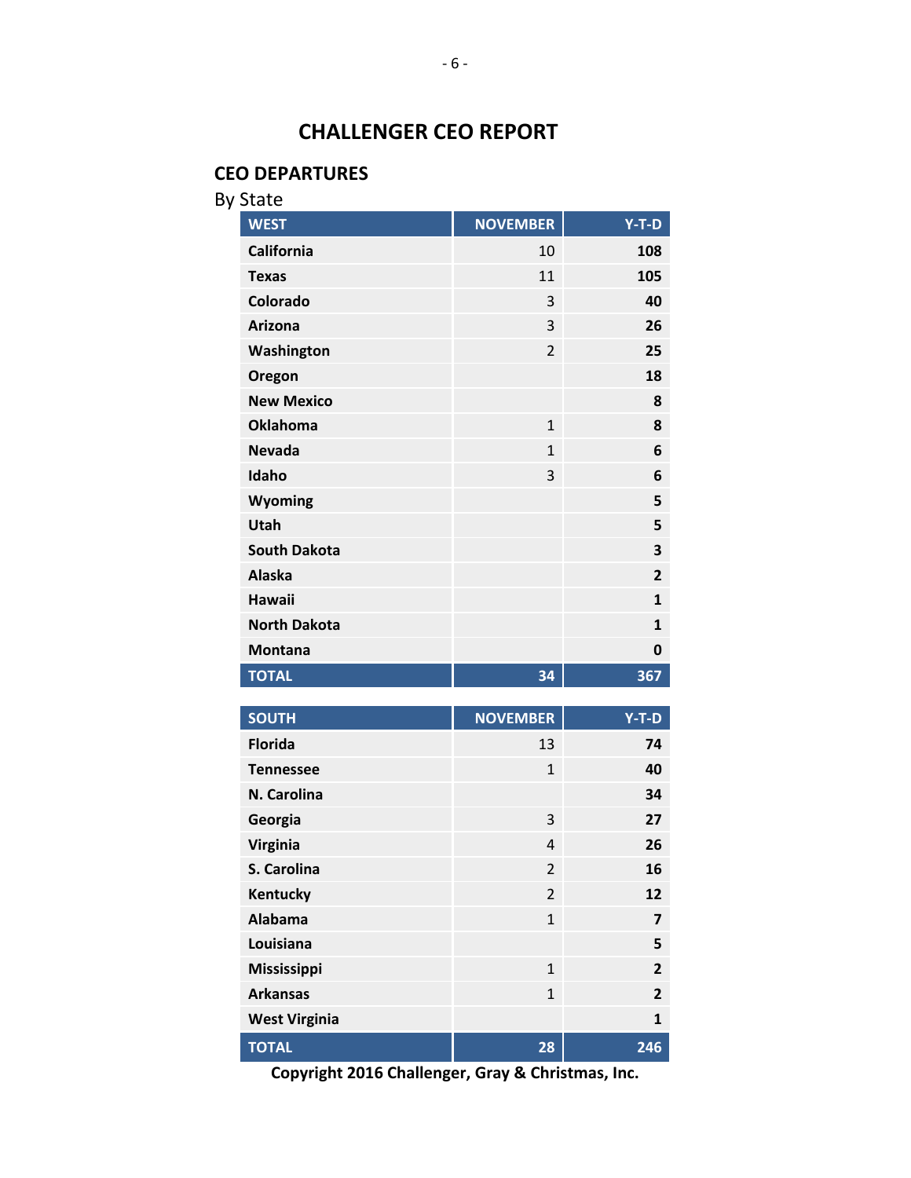# CHALLENGER CEO REPORT

## CEO DEPARTURES

By State

| WEST | NOVEMBER | Y-T-D |
|---|---|---|
| California | 10 | 108 |
| Texas | 11 | 105 |
| Colorado | 3 | 40 |
| Arizona | 3 | 26 |
| Washington | 2 | 25 |
| Oregon | | 18 |
| New Mexico | | 8 |
| Oklahoma | 1 | 8 |
| Nevada | 1 | 6 |
| Idaho | 3 | 6 |
| Wyoming | | 5 |
| Utah | | 5 |
| South Dakota | | 3 |
| Alaska | | 2 |
| Hawaii | | 1 |
| North Dakota | | 1 |
| Montana | | 0 |
| TOTAL | 34 | 367 |

| SOUTH | NOVEMBER | Y-T-D |
|---|---|---|
| Florida | 13 | 74 |
| Tennessee | 1 | 40 |
| N. Carolina | | 34 |
| Georgia | 3 | 27 |
| Virginia | 4 | 26 |
| S. Carolina | 2 | 16 |
| Kentucky | 2 | 12 |
| Alabama | 1 | 7 |
| Louisiana | | 5 |
| Mississippi | 1 | 2 |
| Arkansas | 1 | 2 |
| West Virginia | | 1 |
| TOTAL | 28 | 246 |

**Copyright 2016 Challenger, Gray & Christmas, Inc.**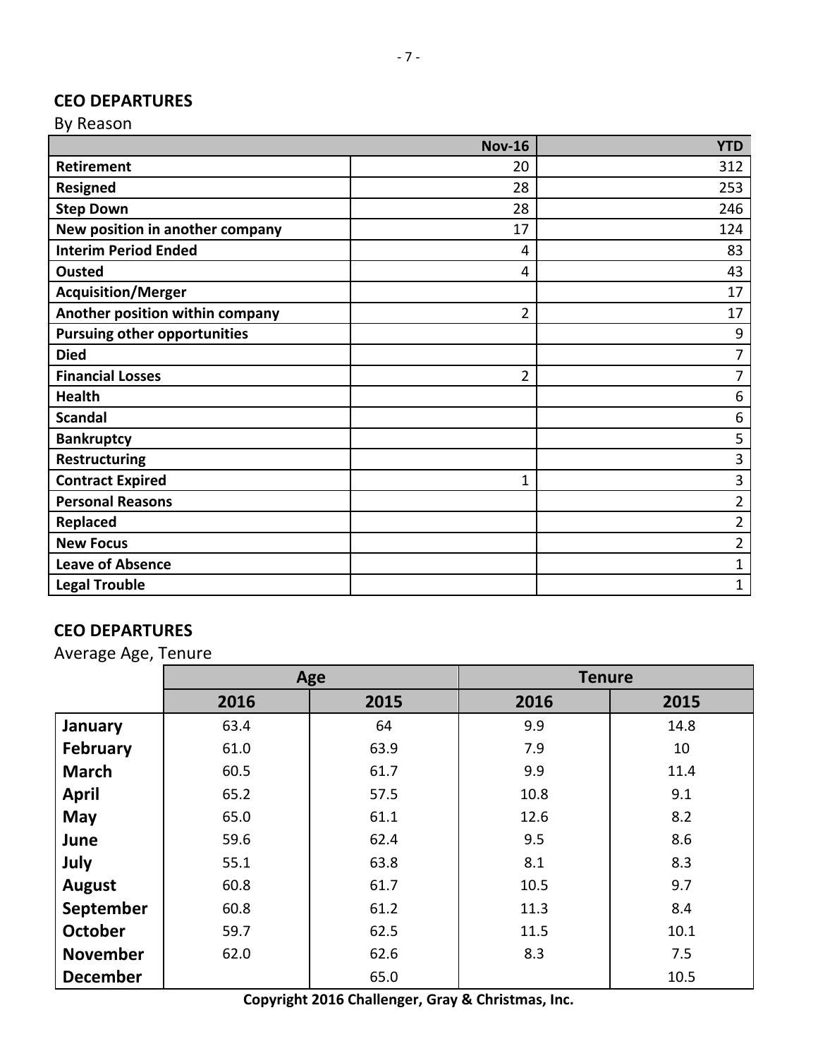## CEO DEPARTURES

By Reason

| | Nov-16 | YTD |
|---|---|---|
| **Retirement** | 20 | 312 |
| **Resigned** | 28 | 253 |
| **Step Down** | 28 | 246 |
| **New position in another company** | 17 | 124 |
| **Interim Period Ended** | 4 | 83 |
| **Ousted** | 4 | 43 |
| **Acquisition/Merger** | | 17 |
| **Another position within company** | 2 | 17 |
| **Pursuing other opportunities** | | 9 |
| **Died** | | 7 |
| **Financial Losses** | 2 | 7 |
| **Health** | | 6 |
| **Scandal** | | 6 |
| **Bankruptcy** | | 5 |
| **Restructuring** | | 3 |
| **Contract Expired** | 1 | 3 |
| **Personal Reasons** | | 2 |
| **Replaced** | | 2 |
| **New Focus** | | 2 |
| **Leave of Absence** | | 1 |
| **Legal Trouble** | | 1 |

## CEO DEPARTURES

Average Age, Tenure

| | Age | | Tenure | |
|---|---|---|---|---|
| | 2016 | 2015 | 2016 | 2015 |
| **January** | 63.4 | 64 | 9.9 | 14.8 |
| **February** | 61.0 | 63.9 | 7.9 | 10 |
| **March** | 60.5 | 61.7 | 9.9 | 11.4 |
| **April** | 65.2 | 57.5 | 10.8 | 9.1 |
| **May** | 65.0 | 61.1 | 12.6 | 8.2 |
| **June** | 59.6 | 62.4 | 9.5 | 8.6 |
| **July** | 55.1 | 63.8 | 8.1 | 8.3 |
| **August** | 60.8 | 61.7 | 10.5 | 9.7 |
| **September** | 60.8 | 61.2 | 11.3 | 8.4 |
| **October** | 59.7 | 62.5 | 11.5 | 10.1 |
| **November** | 62.0 | 62.6 | 8.3 | 7.5 |
| **December** | | 65.0 | | 10.5 |

**Copyright 2016 Challenger, Gray & Christmas, Inc.**